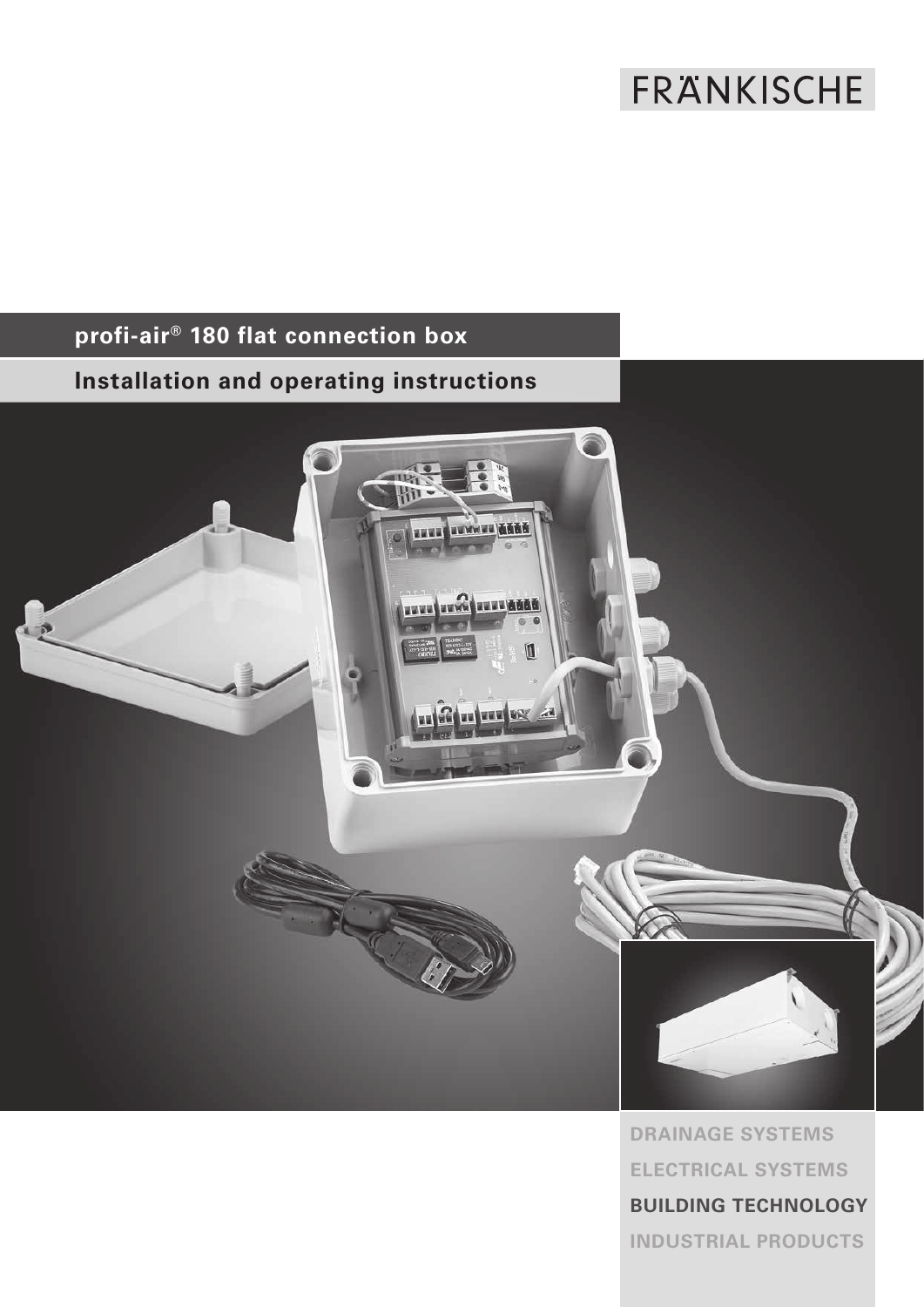FRÄNKISCHE

# profi-air® 180 flat connection box

## Installation and operating instructions

DRAINAGE SYSTEMS

ELECTRICAL SYSTEMS

**BUILDING TECHNOLOGY**

INDUSTRIAL PRODUCTS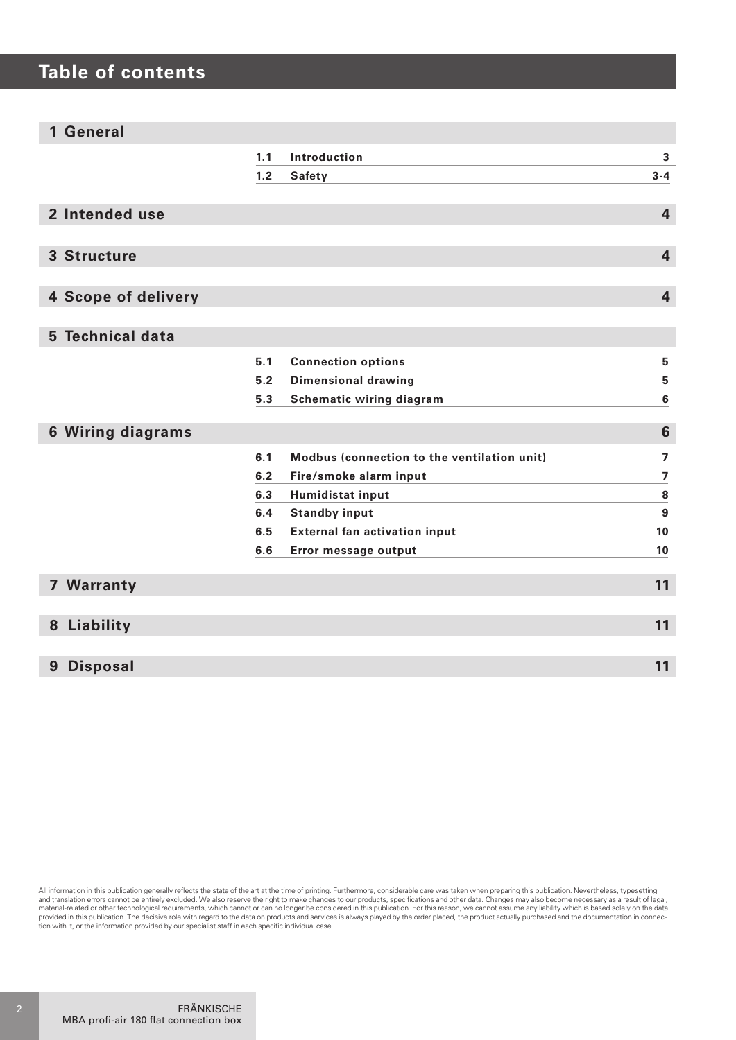# Table of contents

| | | | |
|---|---|---|---|
| **1 General** | | | |
| | 1.1 | Introduction | 3 |
| | 1.2 | Safety | 3-4 |
| **2 Intended use** | | | 4 |
| **3 Structure** | | | 4 |
| **4 Scope of delivery** | | | 4 |
| **5 Technical data** | | | |
| | 5.1 | Connection options | 5 |
| | 5.2 | Dimensional drawing | 5 |
| | 5.3 | Schematic wiring diagram | 6 |
| **6 Wiring diagrams** | | | 6 |
| | 6.1 | Modbus (connection to the ventilation unit) | 7 |
| | 6.2 | Fire/smoke alarm input | 7 |
| | 6.3 | Humidistat input | 8 |
| | 6.4 | Standby input | 9 |
| | 6.5 | External fan activation input | 10 |
| | 6.6 | Error message output | 10 |
| **7 Warranty** | | | 11 |
| **8 Liability** | | | 11 |
| **9 Disposal** | | | 11 |

All information in this publication generally reflects the state of the art at the time of printing. Furthermore, considerable care was taken when preparing this publication. Nevertheless, typesetting and translation errors cannot be entirely excluded. We also reserve the right to make changes to our products, specifications and other data. Changes may also become necessary as a result of legal, material-related or other technological requirements, which cannot or can no longer be considered in this publication. For this reason, we cannot assume any liability which is based solely on the data provided in this publication. The decisive role with regard to the data on products and services is always played by the order placed, the product actually purchased and the documentation in connection with it, or the information provided by our specialist staff in each specific individual case.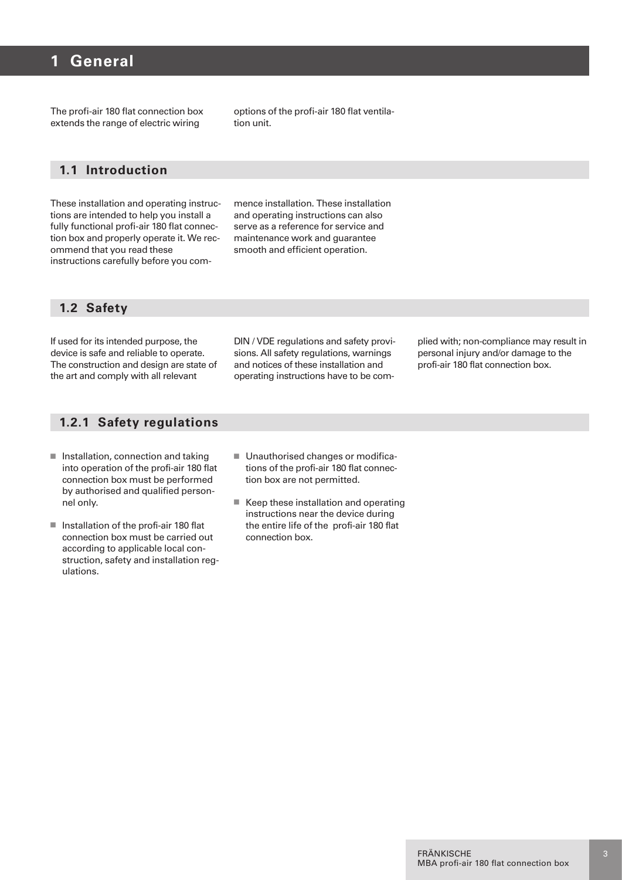# 1 General

The profi-air 180 flat connection box extends the range of electric wiring options of the profi-air 180 flat ventilation unit.

## 1.1 Introduction

These installation and operating instructions are intended to help you install a fully functional profi-air 180 flat connection box and properly operate it. We recommend that you read these instructions carefully before you commence installation. These installation and operating instructions can also serve as a reference for service and maintenance work and guarantee smooth and efficient operation.

## 1.2 Safety

If used for its intended purpose, the device is safe and reliable to operate. The construction and design are state of the art and comply with all relevant DIN / VDE regulations and safety provisions. All safety regulations, warnings and notices of these installation and operating instructions have to be complied with; non-compliance may result in personal injury and/or damage to the profi-air 180 flat connection box.

### 1.2.1 Safety regulations

- Installation, connection and taking into operation of the profi-air 180 flat connection box must be performed by authorised and qualified personnel only.
- Installation of the profi-air 180 flat connection box must be carried out according to applicable local construction, safety and installation regulations.
- Unauthorised changes or modifications of the profi-air 180 flat connection box are not permitted.
- Keep these installation and operating instructions near the device during the entire life of the profi-air 180 flat connection box.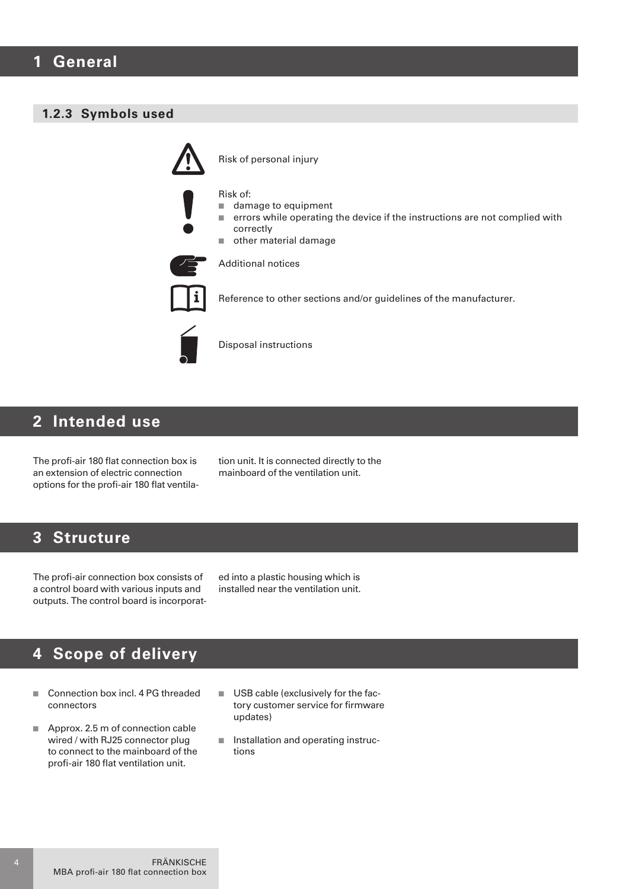# 1 General

### 1.2.3 Symbols used

Risk of personal injury

Risk of:
- damage to equipment
- errors while operating the device if the instructions are not complied with correctly
- other material damage

Additional notices

Reference to other sections and/or guidelines of the manufacturer.

Disposal instructions

# 2 Intended use

The profi-air 180 flat connection box is an extension of electric connection options for the profi-air 180 flat ventilation unit. It is connected directly to the mainboard of the ventilation unit.

# 3 Structure

The profi-air connection box consists of a control board with various inputs and outputs. The control board is incorporated into a plastic housing which is installed near the ventilation unit.

# 4 Scope of delivery

- Connection box incl. 4 PG threaded connectors
- Approx. 2.5 m of connection cable wired / with RJ25 connector plug to connect to the mainboard of the profi-air 180 flat ventilation unit.
- USB cable (exclusively for the factory customer service for firmware updates)
- Installation and operating instructions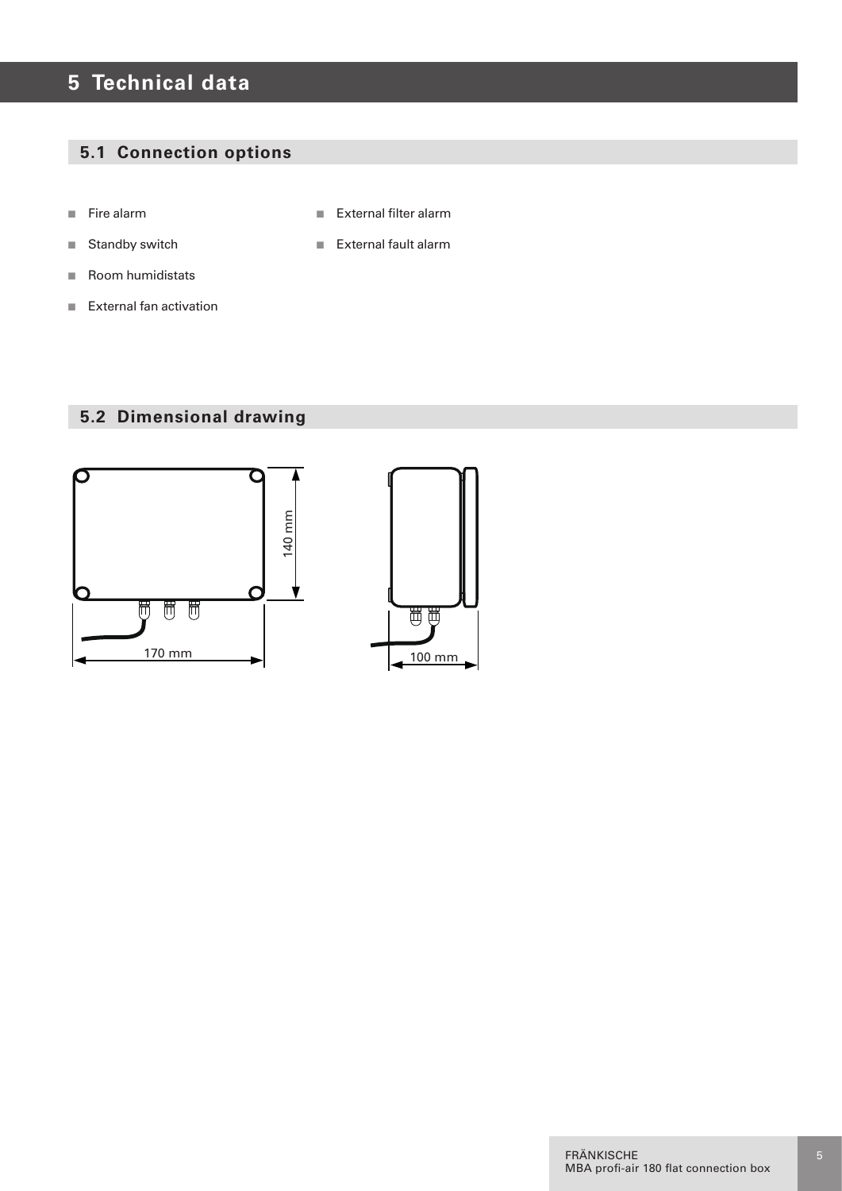# 5 Technical data

## 5.1 Connection options

- Fire alarm
- Standby switch
- Room humidistats
- External fan activation
- External filter alarm
- External fault alarm

## 5.2 Dimensional drawing

140 mm

170 mm

100 mm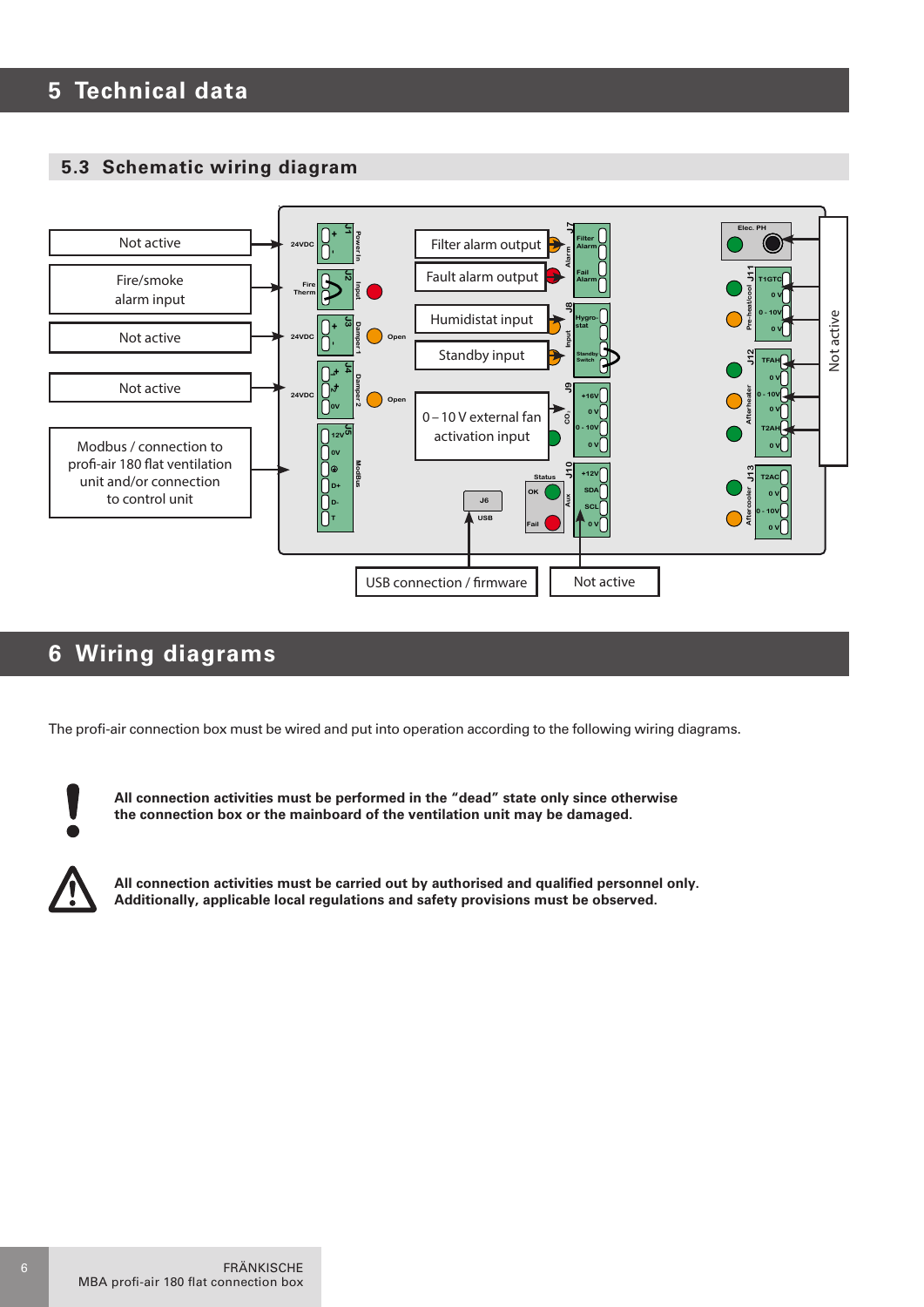# 5 Technical data

## 5.3 Schematic wiring diagram

Not active

Fire/smoke alarm input

Not active

Not active

Modbus / connection to profi-air 180 flat ventilation unit and/or connection to control unit

Filter alarm output

Fault alarm output

Humidistat input

Standby input

0 – 10 V external fan activation input

USB connection / firmware

Not active

Not active

# 6 Wiring diagrams

The profi-air connection box must be wired and put into operation according to the following wiring diagrams.

**All connection activities must be performed in the “dead” state only since otherwise the connection box or the mainboard of the ventilation unit may be damaged.**

**All connection activities must be carried out by authorised and qualified personnel only. Additionally, applicable local regulations and safety provisions must be observed.**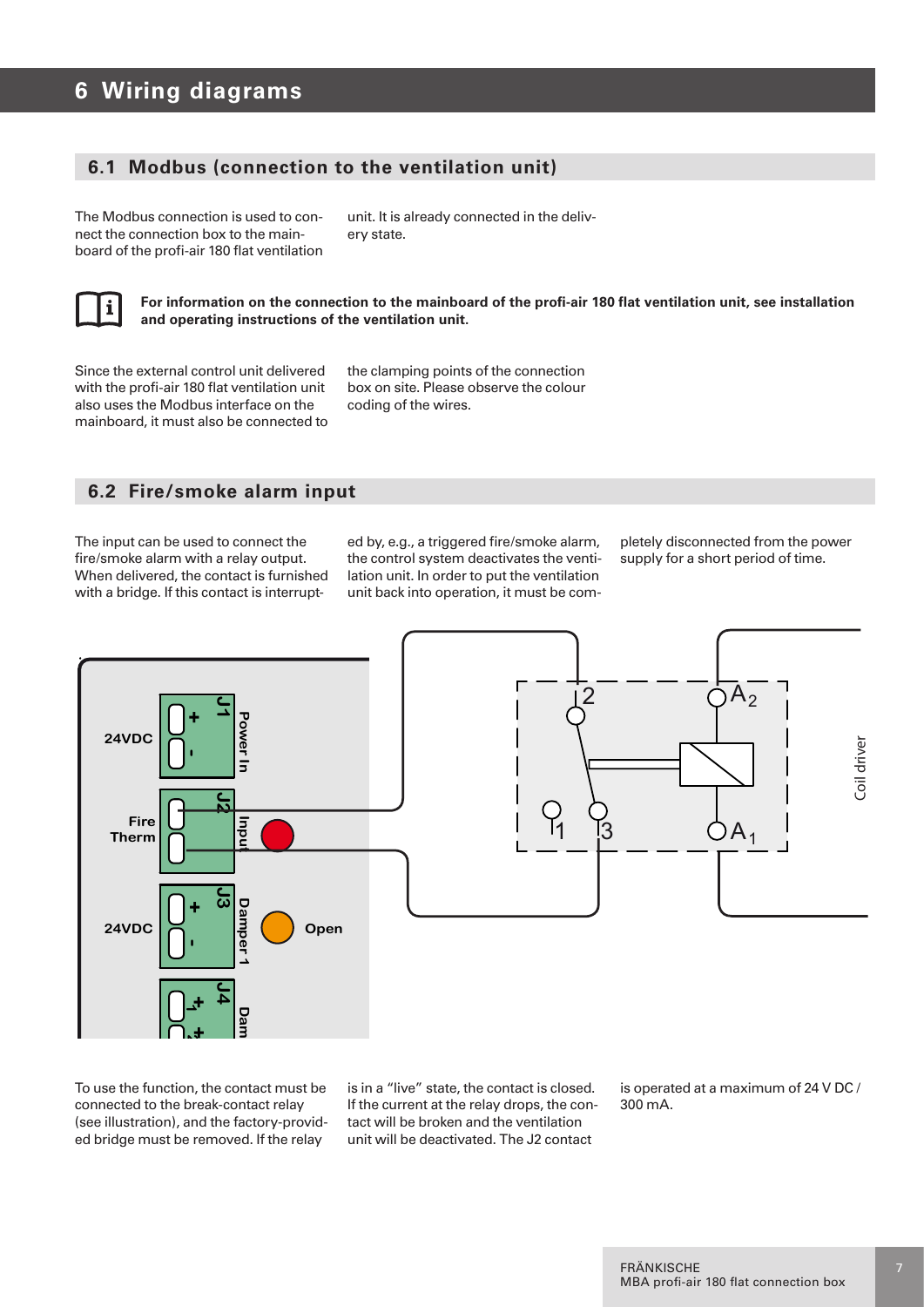# 6 Wiring diagrams

## 6.1 Modbus (connection to the ventilation unit)

The Modbus connection is used to connect the connection box to the mainboard of the profi-air 180 flat ventilation unit. It is already connected in the delivery state.

**For information on the connection to the mainboard of the profi-air 180 flat ventilation unit, see installation and operating instructions of the ventilation unit.**

Since the external control unit delivered with the profi-air 180 flat ventilation unit also uses the Modbus interface on the mainboard, it must also be connected to the clamping points of the connection box on site. Please observe the colour coding of the wires.

## 6.2 Fire/smoke alarm input

The input can be used to connect the fire/smoke alarm with a relay output. When delivered, the contact is furnished with a bridge. If this contact is interrupted by, e.g., a triggered fire/smoke alarm, the control system deactivates the ventilation unit. In order to put the ventilation unit back into operation, it must be completely disconnected from the power supply for a short period of time.

To use the function, the contact must be connected to the break-contact relay (see illustration), and the factory-provided bridge must be removed. If the relay is in a "live" state, the contact is closed. If the current at the relay drops, the contact will be broken and the ventilation unit will be deactivated. The J2 contact is operated at a maximum of 24 V DC / 300 mA.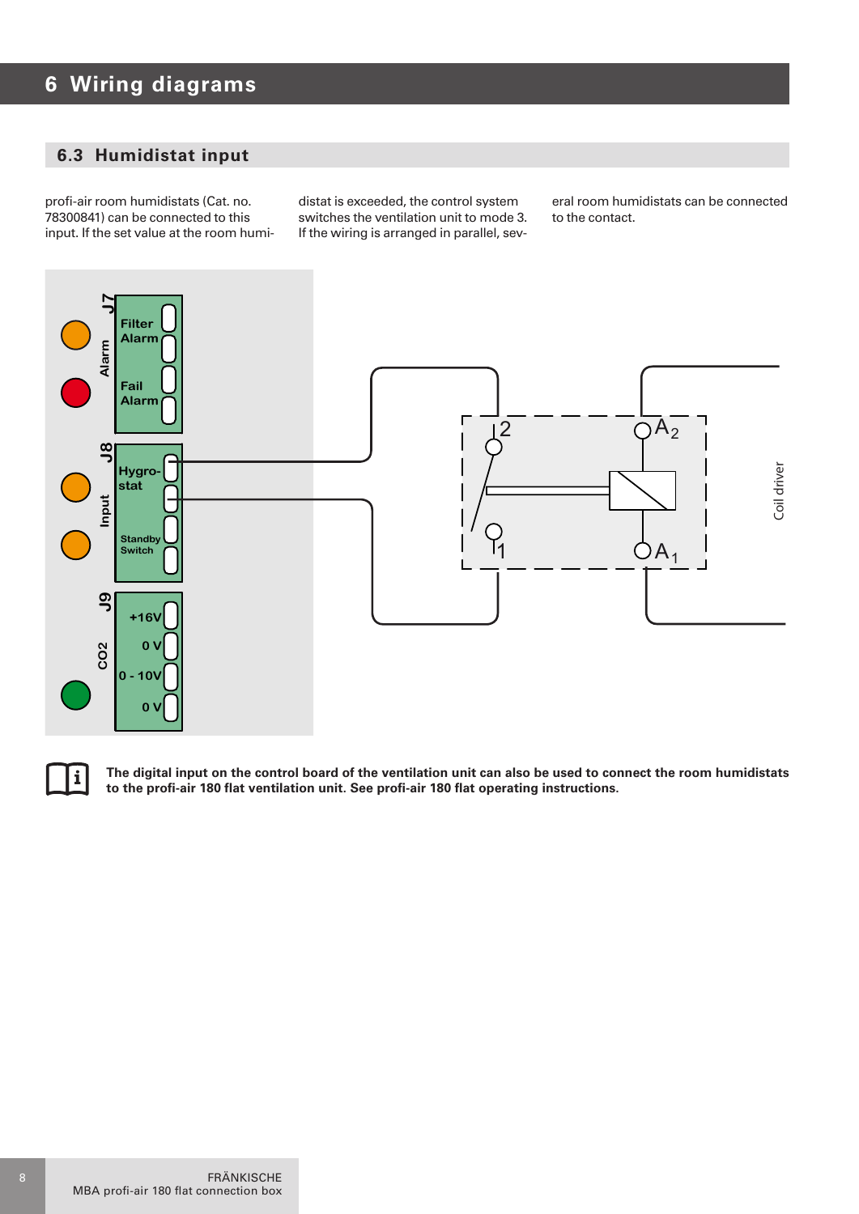# 6 Wiring diagrams

## 6.3 Humidistat input

profi-air room humidistats (Cat. no. 78300841) can be connected to this input. If the set value at the room humidistat is exceeded, the control system switches the ventilation unit to mode 3. If the wiring is arranged in parallel, several room humidistats can be connected to the contact.

J7 Alarm: Filter Alarm, Fail Alarm

J8 Input: Hygrostat, Standby Switch

J9 CO2: +16V, 0 V, 0 - 10V, 0 V

2, 1, $A_2$, $A_1$, Coil driver

**The digital input on the control board of the ventilation unit can also be used to connect the room humidistats to the profi-air 180 flat ventilation unit. See profi-air 180 flat operating instructions.**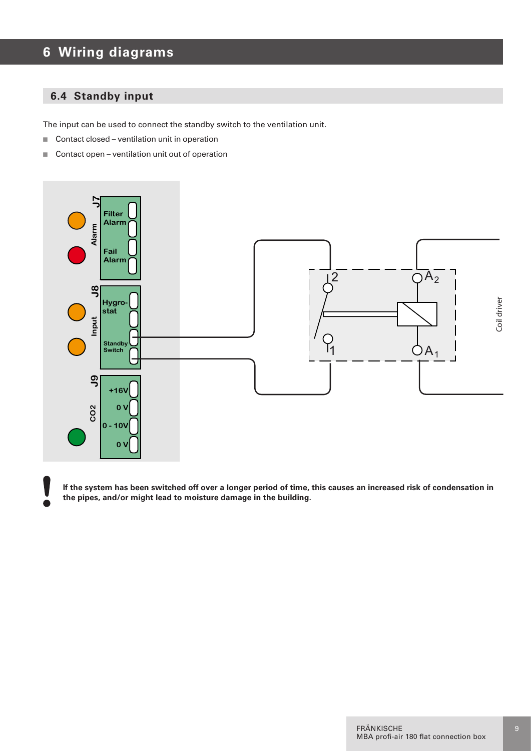# 6 Wiring diagrams

## 6.4 Standby input

The input can be used to connect the standby switch to the ventilation unit.

- Contact closed – ventilation unit in operation
- Contact open – ventilation unit out of operation

**If the system has been switched off over a longer period of time, this causes an increased risk of condensation in the pipes, and/or might lead to moisture damage in the building.**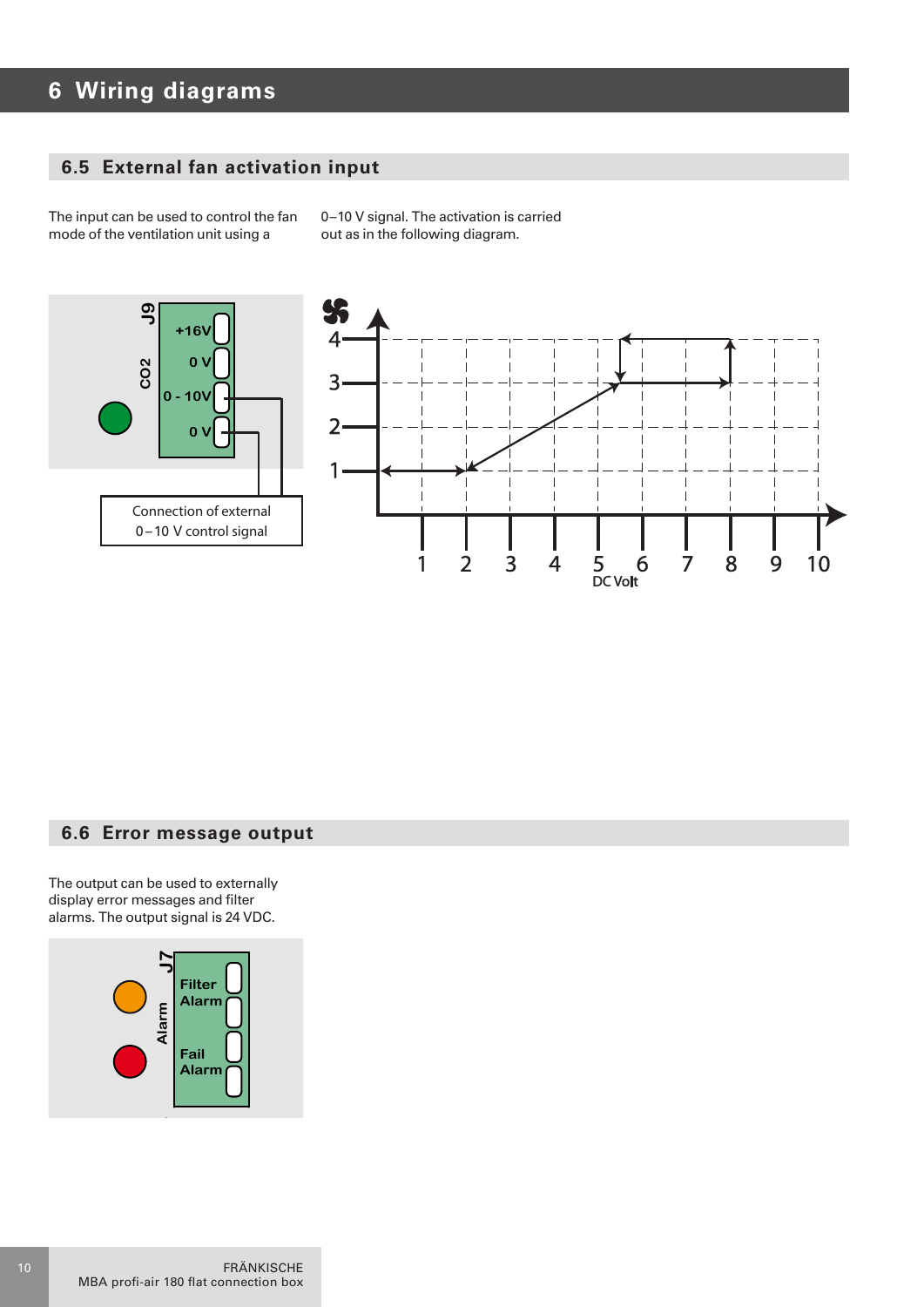# 6 Wiring diagrams

## 6.5 External fan activation input

The input can be used to control the fan mode of the ventilation unit using a 0–10 V signal. The activation is carried out as in the following diagram.

J9

CO2

+16V

0 V

0 - 10V

0 V

Connection of external 0 – 10 V control signal

DC Volt

## 6.6 Error message output

The output can be used to externally display error messages and filter alarms. The output signal is 24 VDC.

J7

Alarm

Filter Alarm

Fail Alarm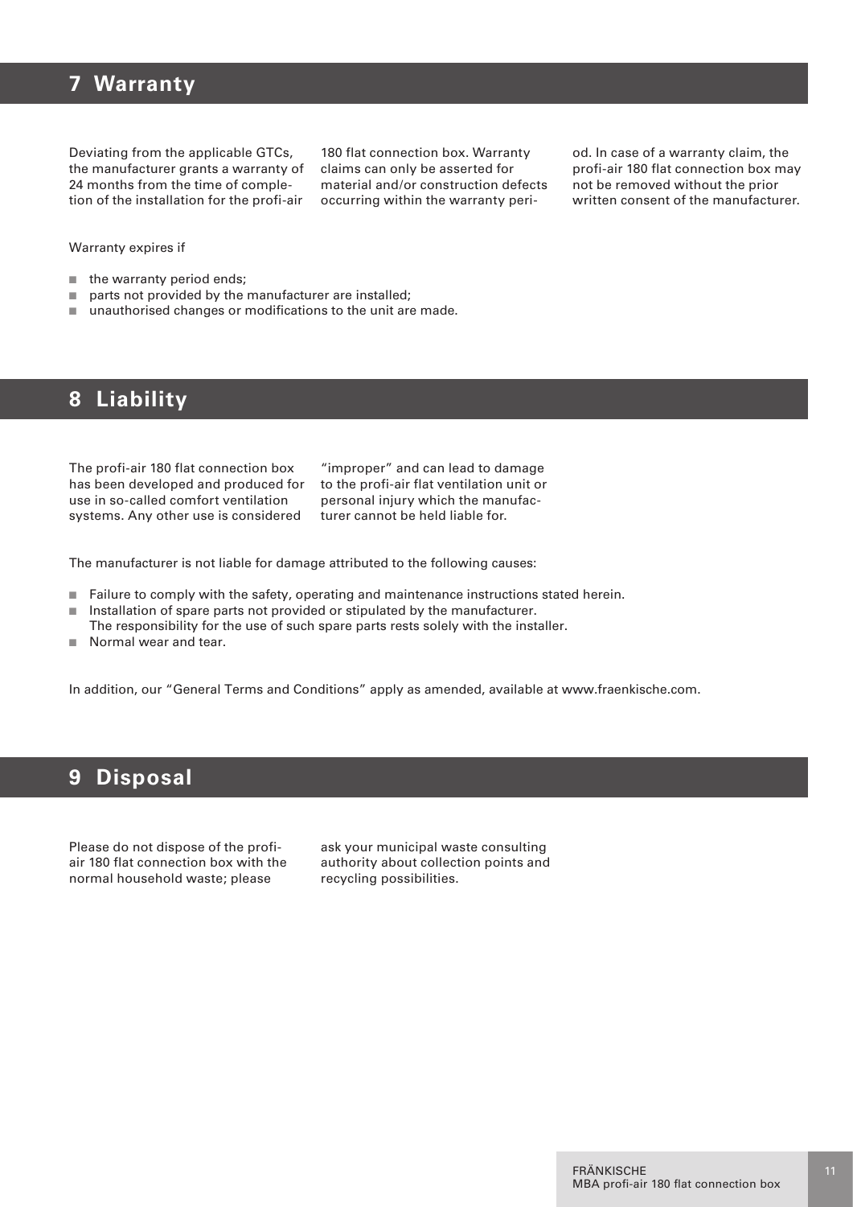# 7 Warranty

Deviating from the applicable GTCs, the manufacturer grants a warranty of 24 months from the time of completion of the installation for the profi-air 180 flat connection box. Warranty claims can only be asserted for material and/or construction defects occurring within the warranty period. In case of a warranty claim, the profi-air 180 flat connection box may not be removed without the prior written consent of the manufacturer.

Warranty expires if

- the warranty period ends;
- parts not provided by the manufacturer are installed;
- unauthorised changes or modifications to the unit are made.

# 8 Liability

The profi-air 180 flat connection box has been developed and produced for use in so-called comfort ventilation systems. Any other use is considered "improper" and can lead to damage to the profi-air flat ventilation unit or personal injury which the manufacturer cannot be held liable for.

The manufacturer is not liable for damage attributed to the following causes:

- Failure to comply with the safety, operating and maintenance instructions stated herein.
- Installation of spare parts not provided or stipulated by the manufacturer.
  The responsibility for the use of such spare parts rests solely with the installer.
- Normal wear and tear.

In addition, our "General Terms and Conditions" apply as amended, available at www.fraenkische.com.

# 9 Disposal

Please do not dispose of the profi-air 180 flat connection box with the normal household waste; please ask your municipal waste consulting authority about collection points and recycling possibilities.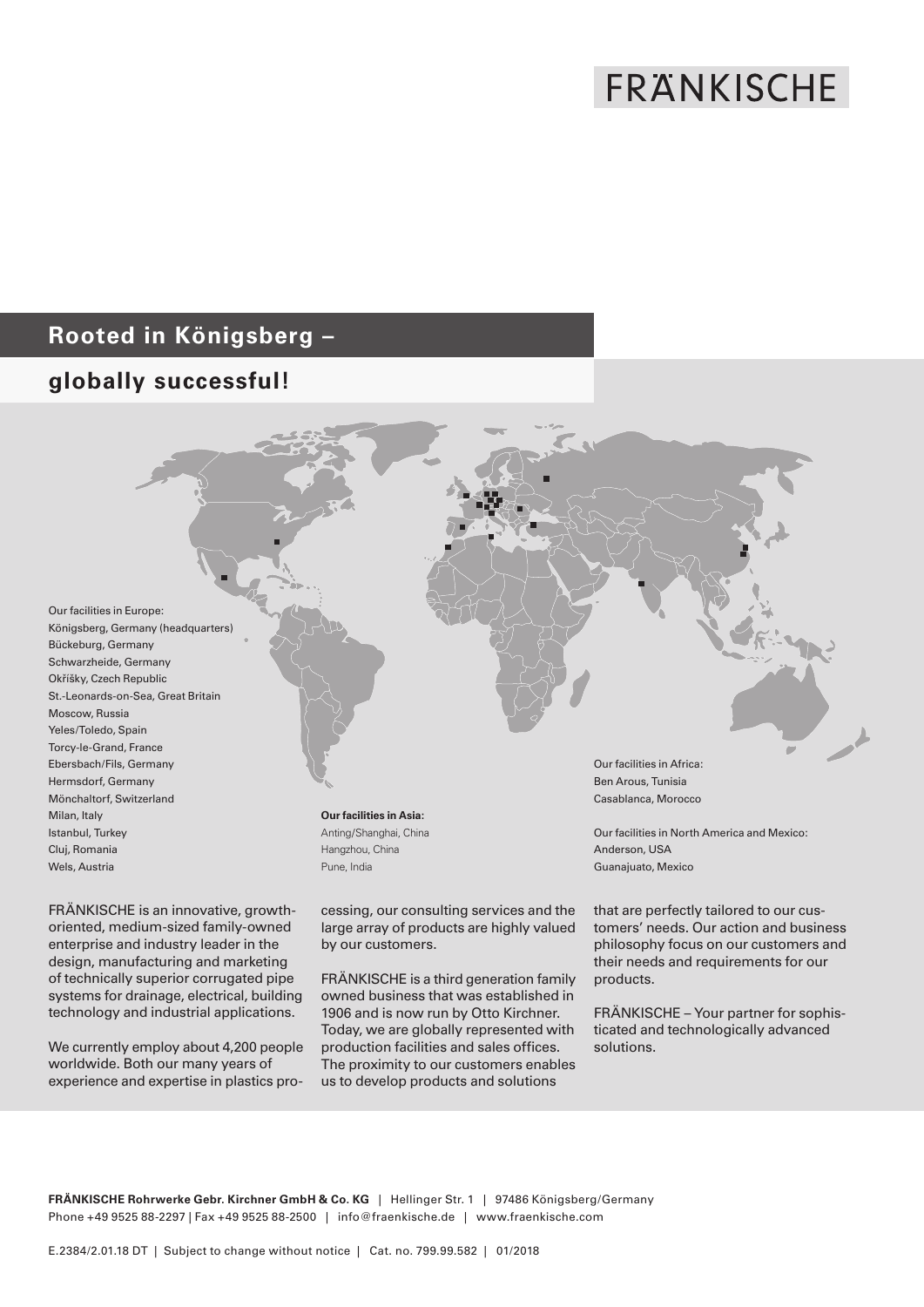FRÄNKISCHE

## Rooted in Königsberg – globally successful!

Our facilities in Europe:
Königsberg, Germany (headquarters)
Bückeburg, Germany
Schwarzheide, Germany
Okříšky, Czech Republic
St.-Leonards-on-Sea, Great Britain
Moscow, Russia
Yeles/Toledo, Spain
Torcy-le-Grand, France
Ebersbach/Fils, Germany
Hermsdorf, Germany
Mönchaltorf, Switzerland
Milan, Italy
Istanbul, Turkey
Cluj, Romania
Wels, Austria

**Our facilities in Asia:**
Anting/Shanghai, China
Hangzhou, China
Pune, India

Our facilities in Africa:
Ben Arous, Tunisia
Casablanca, Morocco

Our facilities in North America and Mexico:
Anderson, USA
Guanajuato, Mexico

FRÄNKISCHE is an innovative, growth-oriented, medium-sized family-owned enterprise and industry leader in the design, manufacturing and marketing of technically superior corrugated pipe systems for drainage, electrical, building technology and industrial applications.

We currently employ about 4,200 people worldwide. Both our many years of experience and expertise in plastics processing, our consulting services and the large array of products are highly valued by our customers.

FRÄNKISCHE is a third generation family owned business that was established in 1906 and is now run by Otto Kirchner. Today, we are globally represented with production facilities and sales offices. The proximity to our customers enables us to develop products and solutions that are perfectly tailored to our customers' needs. Our action and business philosophy focus on our customers and their needs and requirements for our products.

FRÄNKISCHE – Your partner for sophisticated and technologically advanced solutions.

**FRÄNKISCHE Rohrwerke Gebr. Kirchner GmbH & Co. KG** | Hellinger Str. 1 | 97486 Königsberg/Germany
Phone +49 9525 88-2297 | Fax +49 9525 88-2500 | info@fraenkische.de | www.fraenkische.com

E.2384/2.01.18 DT | Subject to change without notice | Cat. no. 799.99.582 | 01/2018